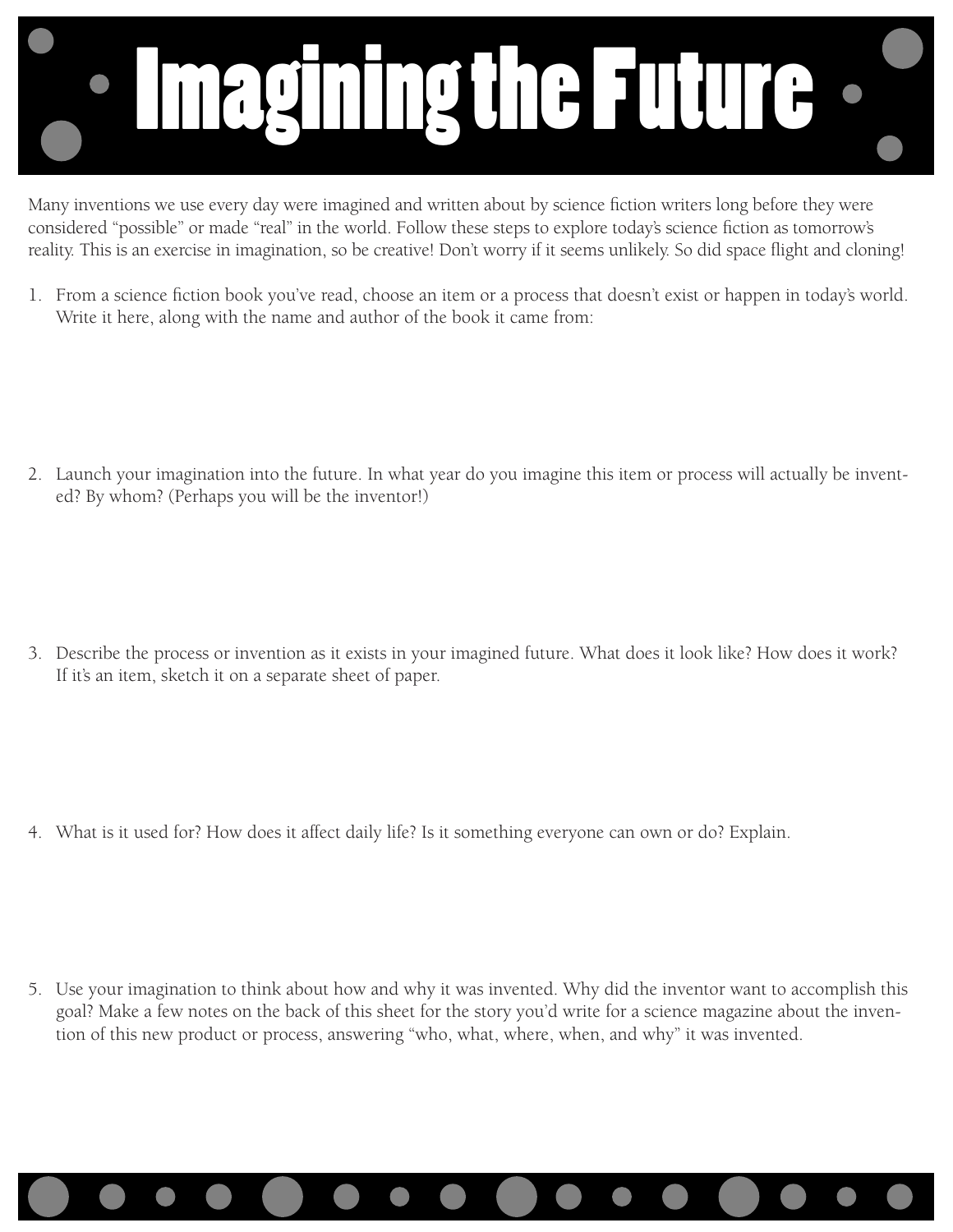# Imagining the Future

Many inventions we use every day were imagined and written about by science fiction writers long before they were considered "possible" or made "real" in the world. Follow these steps to explore today's science fiction as tomorrow's reality. This is an exercise in imagination, so be creative! Don't worry if it seems unlikely. So did space flight and cloning!

1. From a science fiction book you've read, choose an item or a process that doesn't exist or happen in today's world. Write it here, along with the name and author of the book it came from:

2. Launch your imagination into the future. In what year do you imagine this item or process will actually be invented? By whom? (Perhaps you will be the inventor!)

3. Describe the process or invention as it exists in your imagined future. What does it look like? How does it work? If it's an item, sketch it on a separate sheet of paper.

4. What is it used for? How does it affect daily life? Is it something everyone can own or do? Explain.

5. Use your imagination to think about how and why it was invented. Why did the inventor want to accomplish this goal? Make a few notes on the back of this sheet for the story you'd write for a science magazine about the invention of this new product or process, answering "who, what, where, when, and why" it was invented.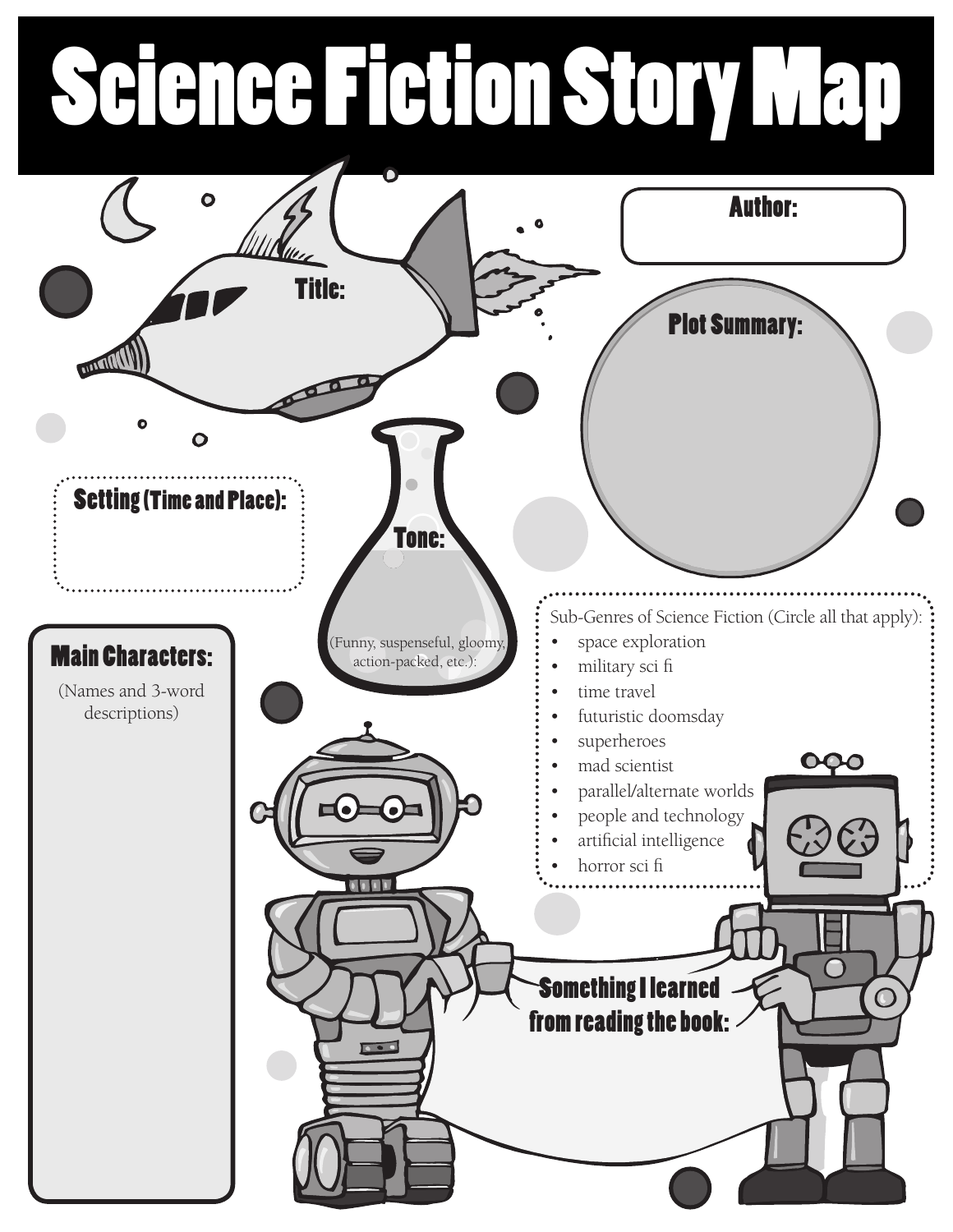# Science Fiction Story Map

**Title:**

**Author:**

**Plot Summary:**

**Setting (Time and Place):**

**Tone:**

(Funny, suspenseful, gloomy, action-packed, etc.):

**Main Characters:**

(Names and 3-word descriptions)

Sub-Genres of Science Fiction (Circle all that apply):

- space exploration
- military sci fi
- time travel
- futuristic doomsday
- superheroes
- mad scientist
- parallel/alternate worlds
- people and technology
- artificial intelligence
- horror sci fi

**Something I learned from reading the book:**